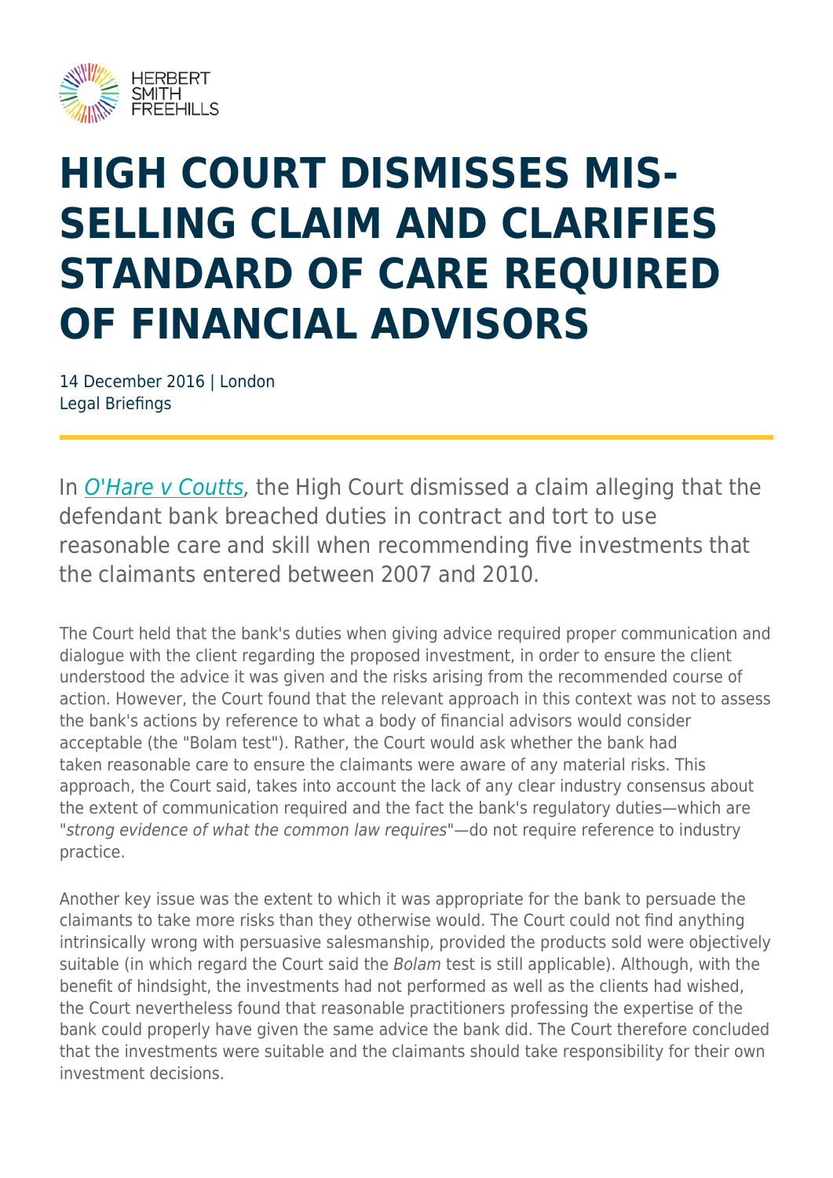# HIGH COURT DISMISSES MIS-SELLING CLAIM AND CLARIFIES STANDARD OF CARE REQUIRED OF FINANCIAL ADVISORS

14 December 2016 | London
Legal Briefings

In *O'Hare v Coutts*, the High Court dismissed a claim alleging that the defendant bank breached duties in contract and tort to use reasonable care and skill when recommending five investments that the claimants entered between 2007 and 2010.

The Court held that the bank's duties when giving advice required proper communication and dialogue with the client regarding the proposed investment, in order to ensure the client understood the advice it was given and the risks arising from the recommended course of action. However, the Court found that the relevant approach in this context was not to assess the bank's actions by reference to what a body of financial advisors would consider acceptable (the "Bolam test"). Rather, the Court would ask whether the bank had taken reasonable care to ensure the claimants were aware of any material risks. This approach, the Court said, takes into account the lack of any clear industry consensus about the extent of communication required and the fact the bank's regulatory duties—which are "*strong evidence of what the common law requires*"—do not require reference to industry practice.

Another key issue was the extent to which it was appropriate for the bank to persuade the claimants to take more risks than they otherwise would. The Court could not find anything intrinsically wrong with persuasive salesmanship, provided the products sold were objectively suitable (in which regard the Court said the *Bolam* test is still applicable). Although, with the benefit of hindsight, the investments had not performed as well as the clients had wished, the Court nevertheless found that reasonable practitioners professing the expertise of the bank could properly have given the same advice the bank did. The Court therefore concluded that the investments were suitable and the claimants should take responsibility for their own investment decisions.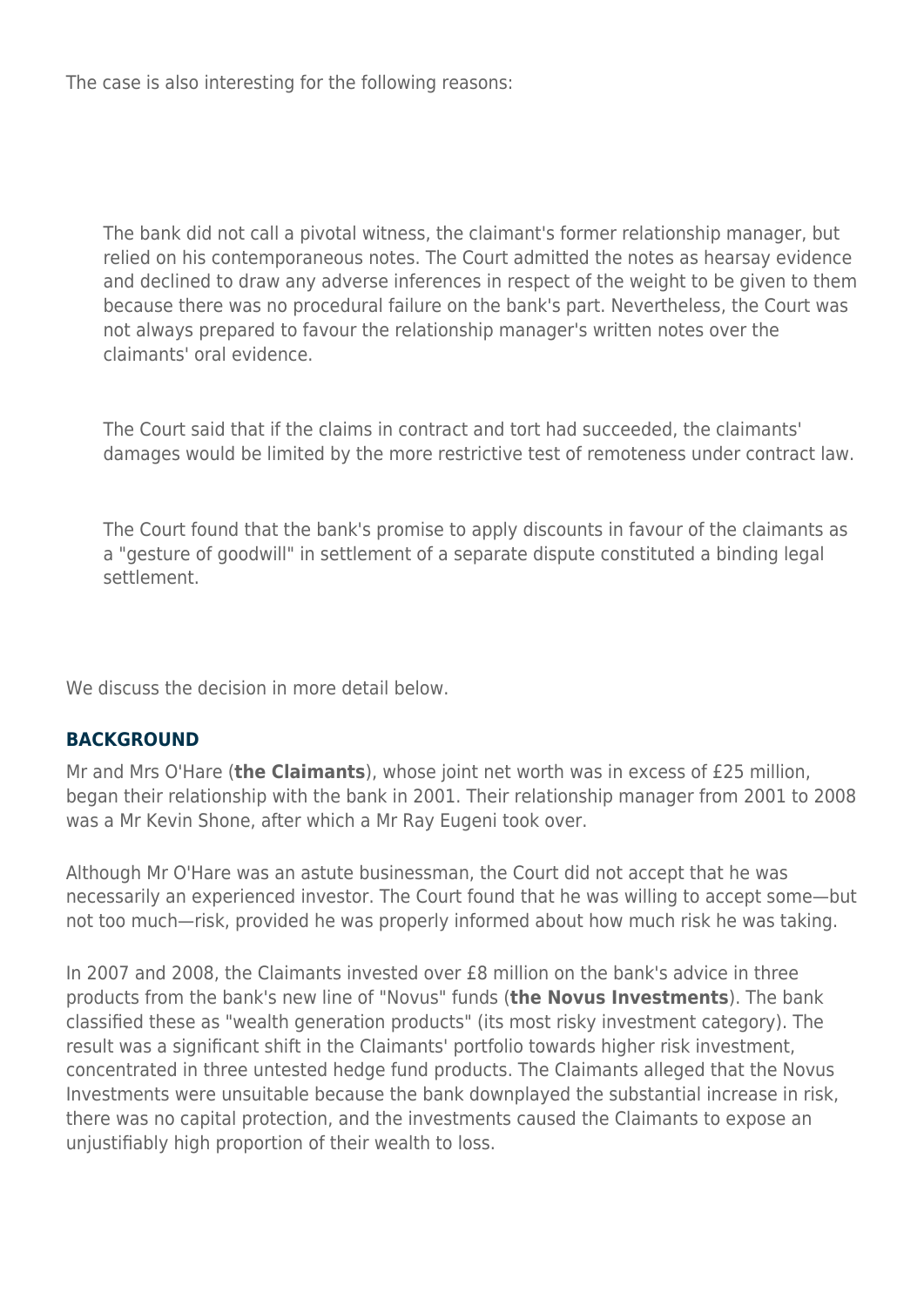The case is also interesting for the following reasons:

- The bank did not call a pivotal witness, the claimant's former relationship manager, but relied on his contemporaneous notes. The Court admitted the notes as hearsay evidence and declined to draw any adverse inferences in respect of the weight to be given to them because there was no procedural failure on the bank's part. Nevertheless, the Court was not always prepared to favour the relationship manager's written notes over the claimants' oral evidence.

- The Court said that if the claims in contract and tort had succeeded, the claimants' damages would be limited by the more restrictive test of remoteness under contract law.

- The Court found that the bank's promise to apply discounts in favour of the claimants as a "gesture of goodwill" in settlement of a separate dispute constituted a binding legal settlement.

We discuss the decision in more detail below.

## BACKGROUND

Mr and Mrs O'Hare (**the Claimants**), whose joint net worth was in excess of £25 million, began their relationship with the bank in 2001. Their relationship manager from 2001 to 2008 was a Mr Kevin Shone, after which a Mr Ray Eugeni took over.

Although Mr O'Hare was an astute businessman, the Court did not accept that he was necessarily an experienced investor. The Court found that he was willing to accept some—but not too much—risk, provided he was properly informed about how much risk he was taking.

In 2007 and 2008, the Claimants invested over £8 million on the bank's advice in three products from the bank's new line of "Novus" funds (**the Novus Investments**). The bank classified these as "wealth generation products" (its most risky investment category). The result was a significant shift in the Claimants' portfolio towards higher risk investment, concentrated in three untested hedge fund products. The Claimants alleged that the Novus Investments were unsuitable because the bank downplayed the substantial increase in risk, there was no capital protection, and the investments caused the Claimants to expose an unjustifiably high proportion of their wealth to loss.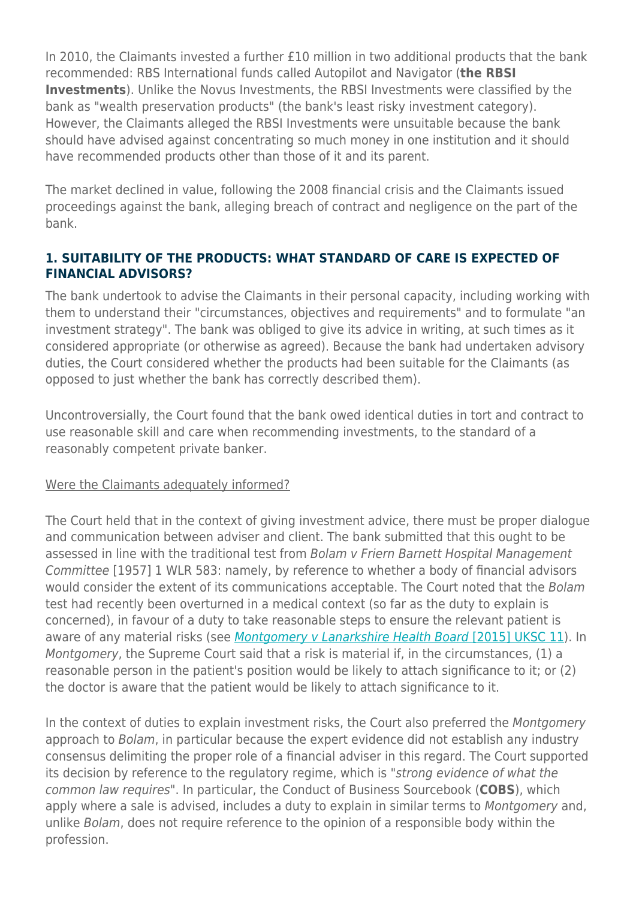In 2010, the Claimants invested a further £10 million in two additional products that the bank recommended: RBS International funds called Autopilot and Navigator (**the RBSI Investments**). Unlike the Novus Investments, the RBSI Investments were classified by the bank as "wealth preservation products" (the bank's least risky investment category). However, the Claimants alleged the RBSI Investments were unsuitable because the bank should have advised against concentrating so much money in one institution and it should have recommended products other than those of it and its parent.

The market declined in value, following the 2008 financial crisis and the Claimants issued proceedings against the bank, alleging breach of contract and negligence on the part of the bank.

## 1. SUITABILITY OF THE PRODUCTS: WHAT STANDARD OF CARE IS EXPECTED OF FINANCIAL ADVISORS?

The bank undertook to advise the Claimants in their personal capacity, including working with them to understand their "circumstances, objectives and requirements" and to formulate "an investment strategy". The bank was obliged to give its advice in writing, at such times as it considered appropriate (or otherwise as agreed). Because the bank had undertaken advisory duties, the Court considered whether the products had been suitable for the Claimants (as opposed to just whether the bank has correctly described them).

Uncontroversially, the Court found that the bank owed identical duties in tort and contract to use reasonable skill and care when recommending investments, to the standard of a reasonably competent private banker.

Were the Claimants adequately informed?

The Court held that in the context of giving investment advice, there must be proper dialogue and communication between adviser and client. The bank submitted that this ought to be assessed in line with the traditional test from *Bolam v Friern Barnett Hospital Management Committee* [1957] 1 WLR 583: namely, by reference to whether a body of financial advisors would consider the extent of its communications acceptable. The Court noted that the *Bolam* test had recently been overturned in a medical context (so far as the duty to explain is concerned), in favour of a duty to take reasonable steps to ensure the relevant patient is aware of any material risks (see *Montgomery v Lanarkshire Health Board* [2015] UKSC 11). In *Montgomery*, the Supreme Court said that a risk is material if, in the circumstances, (1) a reasonable person in the patient's position would be likely to attach significance to it; or (2) the doctor is aware that the patient would be likely to attach significance to it.

In the context of duties to explain investment risks, the Court also preferred the *Montgomery* approach to *Bolam*, in particular because the expert evidence did not establish any industry consensus delimiting the proper role of a financial adviser in this regard. The Court supported its decision by reference to the regulatory regime, which is "*strong evidence of what the common law requires*". In particular, the Conduct of Business Sourcebook (**COBS**), which apply where a sale is advised, includes a duty to explain in similar terms to *Montgomery* and, unlike *Bolam*, does not require reference to the opinion of a responsible body within the profession.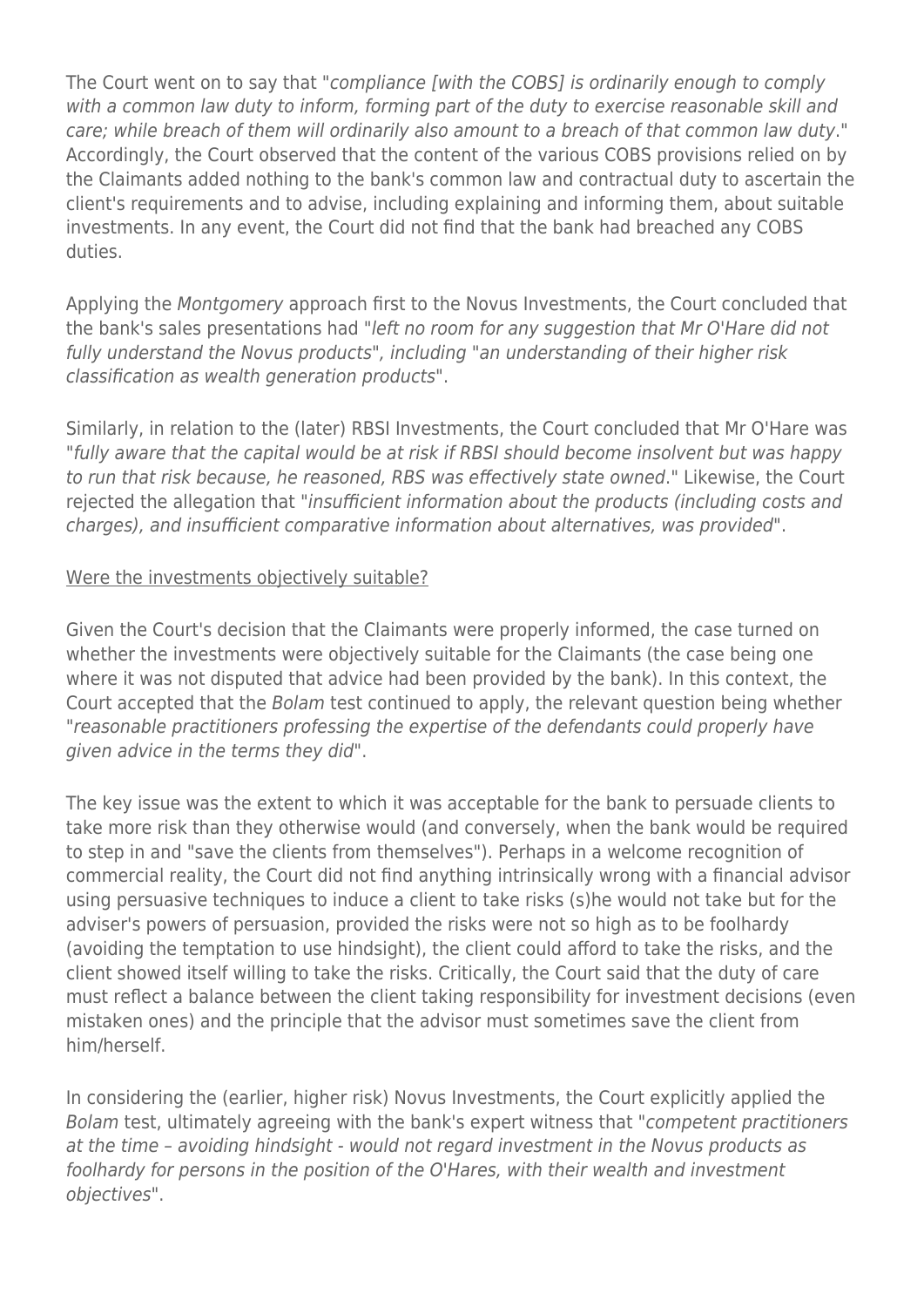The Court went on to say that "*compliance [with the COBS] is ordinarily enough to comply with a common law duty to inform, forming part of the duty to exercise reasonable skill and care; while breach of them will ordinarily also amount to a breach of that common law duty*." Accordingly, the Court observed that the content of the various COBS provisions relied on by the Claimants added nothing to the bank's common law and contractual duty to ascertain the client's requirements and to advise, including explaining and informing them, about suitable investments. In any event, the Court did not find that the bank had breached any COBS duties.

Applying the *Montgomery* approach first to the Novus Investments, the Court concluded that the bank's sales presentations had "*left no room for any suggestion that Mr O'Hare did not fully understand the Novus products*", including "*an understanding of their higher risk classification as wealth generation products*".

Similarly, in relation to the (later) RBSI Investments, the Court concluded that Mr O'Hare was "*fully aware that the capital would be at risk if RBSI should become insolvent but was happy to run that risk because, he reasoned, RBS was effectively state owned*." Likewise, the Court rejected the allegation that "*insufficient information about the products (including costs and charges), and insufficient comparative information about alternatives, was provided*".

Were the investments objectively suitable?

Given the Court's decision that the Claimants were properly informed, the case turned on whether the investments were objectively suitable for the Claimants (the case being one where it was not disputed that advice had been provided by the bank). In this context, the Court accepted that the *Bolam* test continued to apply, the relevant question being whether "*reasonable practitioners professing the expertise of the defendants could properly have given advice in the terms they did*".

The key issue was the extent to which it was acceptable for the bank to persuade clients to take more risk than they otherwise would (and conversely, when the bank would be required to step in and "save the clients from themselves"). Perhaps in a welcome recognition of commercial reality, the Court did not find anything intrinsically wrong with a financial advisor using persuasive techniques to induce a client to take risks (s)he would not take but for the adviser's powers of persuasion, provided the risks were not so high as to be foolhardy (avoiding the temptation to use hindsight), the client could afford to take the risks, and the client showed itself willing to take the risks. Critically, the Court said that the duty of care must reflect a balance between the client taking responsibility for investment decisions (even mistaken ones) and the principle that the advisor must sometimes save the client from him/herself.

In considering the (earlier, higher risk) Novus Investments, the Court explicitly applied the *Bolam* test, ultimately agreeing with the bank's expert witness that "*competent practitioners at the time – avoiding hindsight - would not regard investment in the Novus products as foolhardy for persons in the position of the O'Hares, with their wealth and investment objectives*".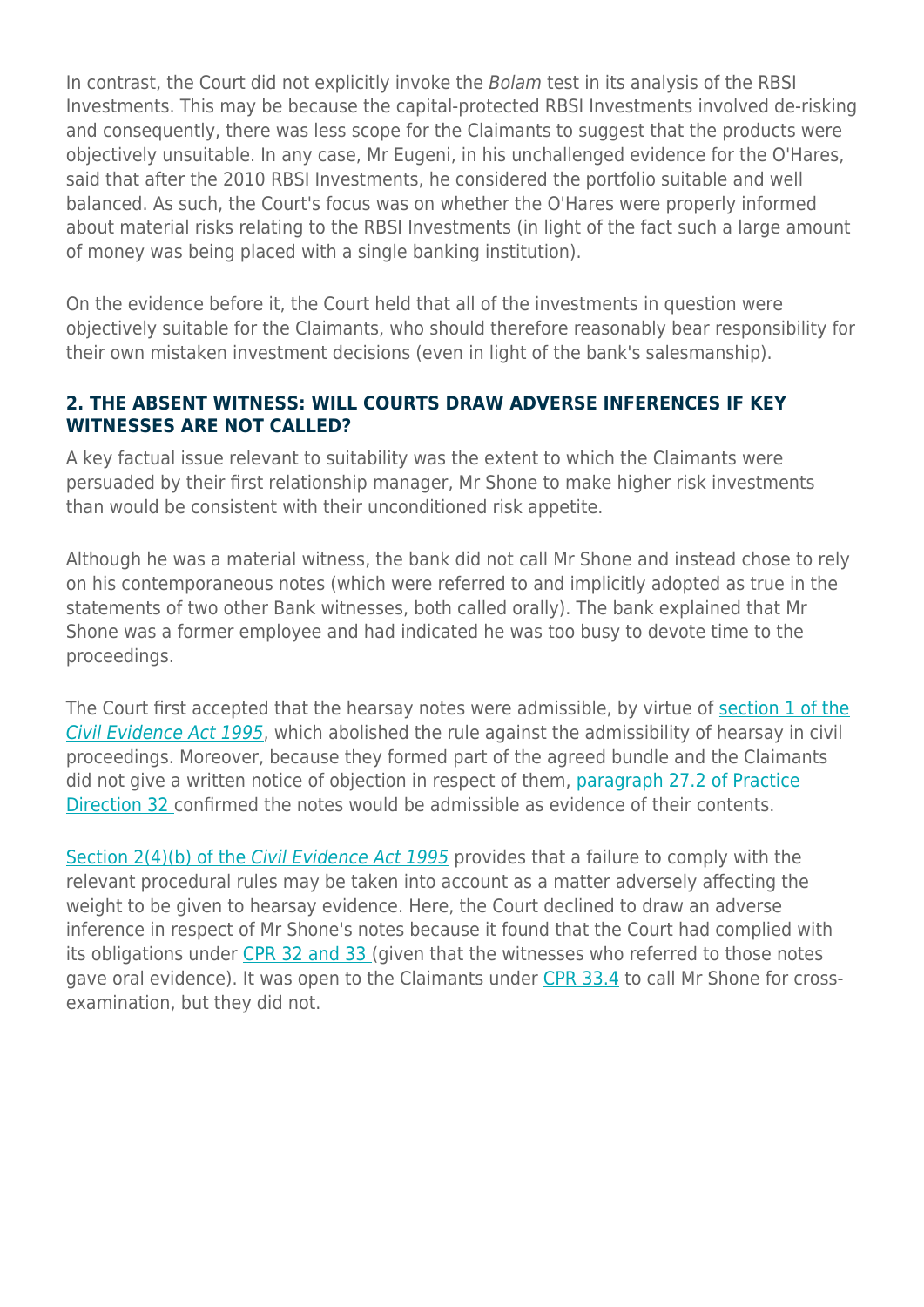In contrast, the Court did not explicitly invoke the *Bolam* test in its analysis of the RBSI Investments. This may be because the capital-protected RBSI Investments involved de-risking and consequently, there was less scope for the Claimants to suggest that the products were objectively unsuitable. In any case, Mr Eugeni, in his unchallenged evidence for the O'Hares, said that after the 2010 RBSI Investments, he considered the portfolio suitable and well balanced. As such, the Court's focus was on whether the O'Hares were properly informed about material risks relating to the RBSI Investments (in light of the fact such a large amount of money was being placed with a single banking institution).

On the evidence before it, the Court held that all of the investments in question were objectively suitable for the Claimants, who should therefore reasonably bear responsibility for their own mistaken investment decisions (even in light of the bank's salesmanship).

## 2. THE ABSENT WITNESS: WILL COURTS DRAW ADVERSE INFERENCES IF KEY WITNESSES ARE NOT CALLED?

A key factual issue relevant to suitability was the extent to which the Claimants were persuaded by their first relationship manager, Mr Shone to make higher risk investments than would be consistent with their unconditioned risk appetite.

Although he was a material witness, the bank did not call Mr Shone and instead chose to rely on his contemporaneous notes (which were referred to and implicitly adopted as true in the statements of two other Bank witnesses, both called orally). The bank explained that Mr Shone was a former employee and had indicated he was too busy to devote time to the proceedings.

The Court first accepted that the hearsay notes were admissible, by virtue of section 1 of the *Civil Evidence Act 1995*, which abolished the rule against the admissibility of hearsay in civil proceedings. Moreover, because they formed part of the agreed bundle and the Claimants did not give a written notice of objection in respect of them, paragraph 27.2 of Practice Direction 32 confirmed the notes would be admissible as evidence of their contents.

Section 2(4)(b) of the *Civil Evidence Act 1995* provides that a failure to comply with the relevant procedural rules may be taken into account as a matter adversely affecting the weight to be given to hearsay evidence. Here, the Court declined to draw an adverse inference in respect of Mr Shone's notes because it found that the Court had complied with its obligations under CPR 32 and 33 (given that the witnesses who referred to those notes gave oral evidence). It was open to the Claimants under CPR 33.4 to call Mr Shone for cross-examination, but they did not.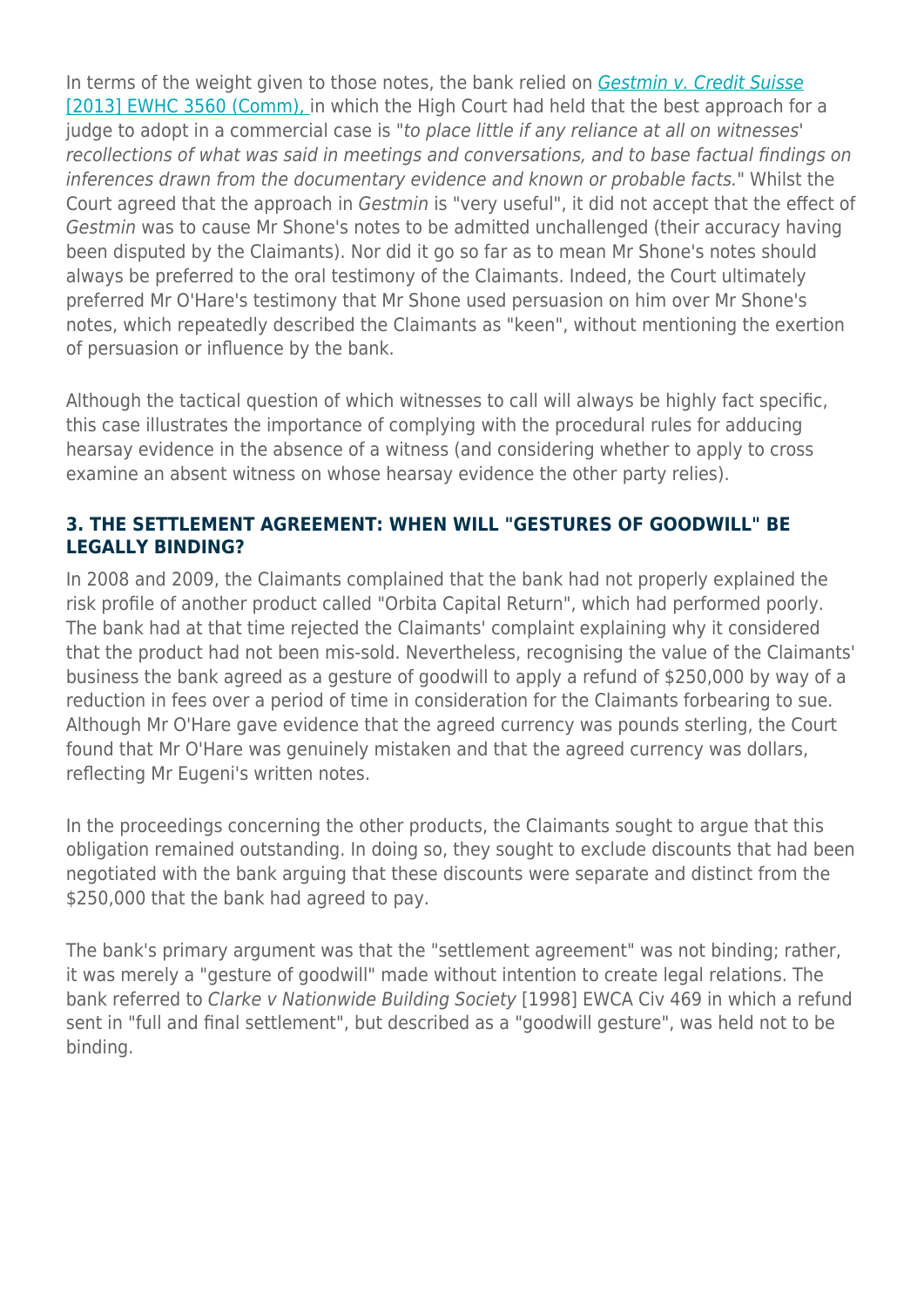In terms of the weight given to those notes, the bank relied on [Gestmin v. Credit Suisse [2013] EWHC 3560 (Comm),](#) in which the High Court had held that the best approach for a judge to adopt in a commercial case is "*to place little if any reliance at all on witnesses' recollections of what was said in meetings and conversations, and to base factual findings on inferences drawn from the documentary evidence and known or probable facts.*" Whilst the Court agreed that the approach in *Gestmin* is "very useful", it did not accept that the effect of *Gestmin* was to cause Mr Shone's notes to be admitted unchallenged (their accuracy having been disputed by the Claimants). Nor did it go so far as to mean Mr Shone's notes should always be preferred to the oral testimony of the Claimants. Indeed, the Court ultimately preferred Mr O'Hare's testimony that Mr Shone used persuasion on him over Mr Shone's notes, which repeatedly described the Claimants as "keen", without mentioning the exertion of persuasion or influence by the bank.

Although the tactical question of which witnesses to call will always be highly fact specific, this case illustrates the importance of complying with the procedural rules for adducing hearsay evidence in the absence of a witness (and considering whether to apply to cross examine an absent witness on whose hearsay evidence the other party relies).

### 3. THE SETTLEMENT AGREEMENT: WHEN WILL "GESTURES OF GOODWILL" BE LEGALLY BINDING?

In 2008 and 2009, the Claimants complained that the bank had not properly explained the risk profile of another product called "Orbita Capital Return", which had performed poorly. The bank had at that time rejected the Claimants' complaint explaining why it considered that the product had not been mis-sold. Nevertheless, recognising the value of the Claimants' business the bank agreed as a gesture of goodwill to apply a refund of $250,000 by way of a reduction in fees over a period of time in consideration for the Claimants forbearing to sue. Although Mr O'Hare gave evidence that the agreed currency was pounds sterling, the Court found that Mr O'Hare was genuinely mistaken and that the agreed currency was dollars, reflecting Mr Eugeni's written notes.

In the proceedings concerning the other products, the Claimants sought to argue that this obligation remained outstanding. In doing so, they sought to exclude discounts that had been negotiated with the bank arguing that these discounts were separate and distinct from the $250,000 that the bank had agreed to pay.

The bank's primary argument was that the "settlement agreement" was not binding; rather, it was merely a "gesture of goodwill" made without intention to create legal relations. The bank referred to *Clarke v Nationwide Building Society* [1998] EWCA Civ 469 in which a refund sent in "full and final settlement", but described as a "goodwill gesture", was held not to be binding.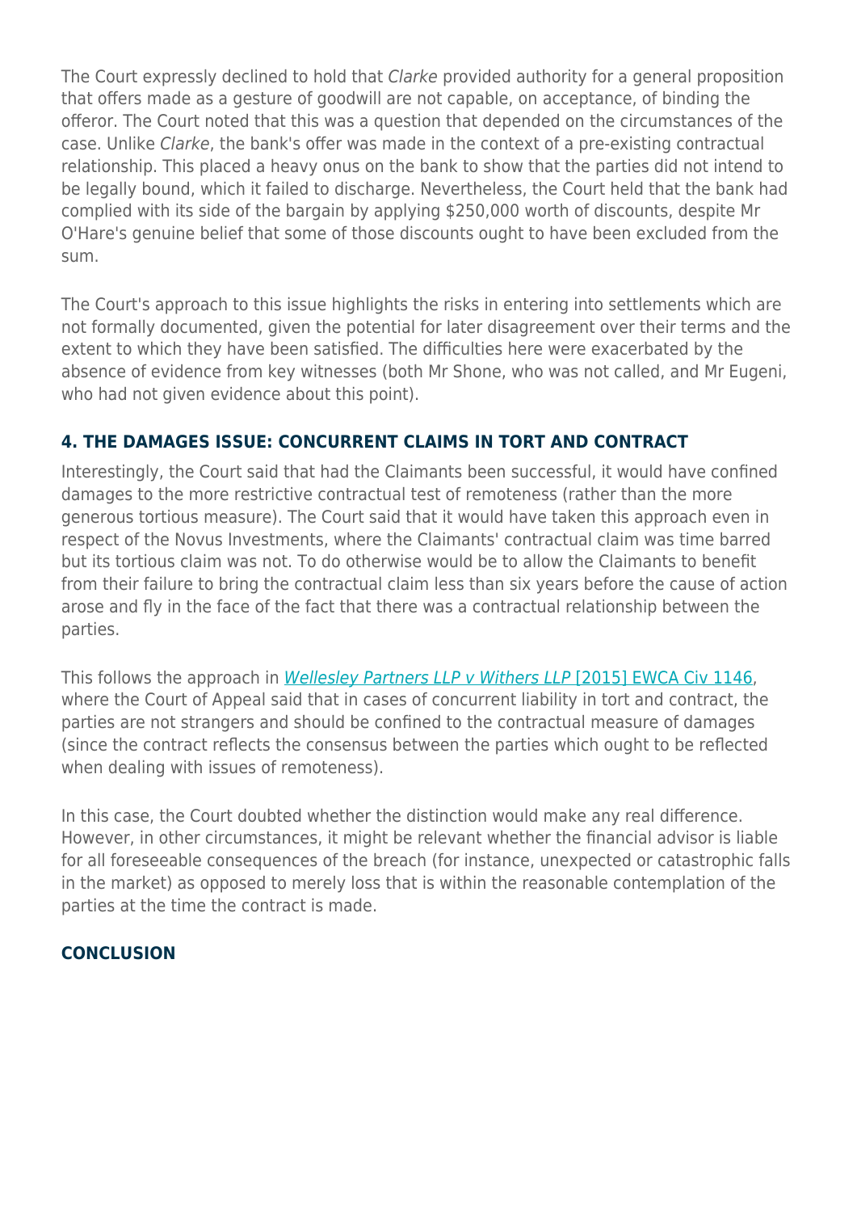The Court expressly declined to hold that *Clarke* provided authority for a general proposition that offers made as a gesture of goodwill are not capable, on acceptance, of binding the offeror. The Court noted that this was a question that depended on the circumstances of the case. Unlike *Clarke*, the bank's offer was made in the context of a pre-existing contractual relationship. This placed a heavy onus on the bank to show that the parties did not intend to be legally bound, which it failed to discharge. Nevertheless, the Court held that the bank had complied with its side of the bargain by applying $250,000 worth of discounts, despite Mr O'Hare's genuine belief that some of those discounts ought to have been excluded from the sum.

The Court's approach to this issue highlights the risks in entering into settlements which are not formally documented, given the potential for later disagreement over their terms and the extent to which they have been satisfied. The difficulties here were exacerbated by the absence of evidence from key witnesses (both Mr Shone, who was not called, and Mr Eugeni, who had not given evidence about this point).

## 4. THE DAMAGES ISSUE: CONCURRENT CLAIMS IN TORT AND CONTRACT

Interestingly, the Court said that had the Claimants been successful, it would have confined damages to the more restrictive contractual test of remoteness (rather than the more generous tortious measure). The Court said that it would have taken this approach even in respect of the Novus Investments, where the Claimants' contractual claim was time barred but its tortious claim was not. To do otherwise would be to allow the Claimants to benefit from their failure to bring the contractual claim less than six years before the cause of action arose and fly in the face of the fact that there was a contractual relationship between the parties.

This follows the approach in [*Wellesley Partners LLP v Withers LLP* [2015] EWCA Civ 1146], where the Court of Appeal said that in cases of concurrent liability in tort and contract, the parties are not strangers and should be confined to the contractual measure of damages (since the contract reflects the consensus between the parties which ought to be reflected when dealing with issues of remoteness).

In this case, the Court doubted whether the distinction would make any real difference. However, in other circumstances, it might be relevant whether the financial advisor is liable for all foreseeable consequences of the breach (for instance, unexpected or catastrophic falls in the market) as opposed to merely loss that is within the reasonable contemplation of the parties at the time the contract is made.

## CONCLUSION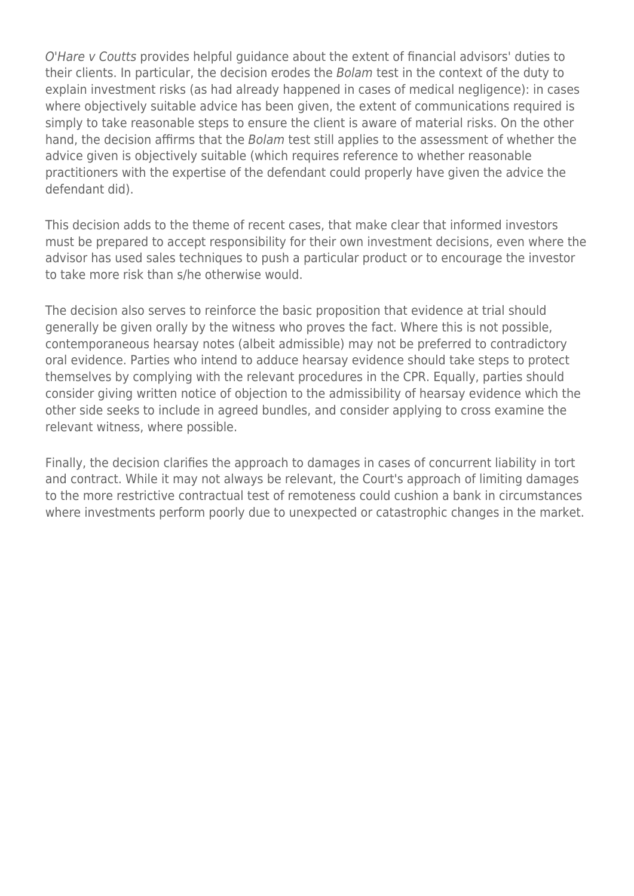*O'Hare v Coutts* provides helpful guidance about the extent of financial advisors' duties to their clients. In particular, the decision erodes the *Bolam* test in the context of the duty to explain investment risks (as had already happened in cases of medical negligence): in cases where objectively suitable advice has been given, the extent of communications required is simply to take reasonable steps to ensure the client is aware of material risks. On the other hand, the decision affirms that the *Bolam* test still applies to the assessment of whether the advice given is objectively suitable (which requires reference to whether reasonable practitioners with the expertise of the defendant could properly have given the advice the defendant did).

This decision adds to the theme of recent cases, that make clear that informed investors must be prepared to accept responsibility for their own investment decisions, even where the advisor has used sales techniques to push a particular product or to encourage the investor to take more risk than s/he otherwise would.

The decision also serves to reinforce the basic proposition that evidence at trial should generally be given orally by the witness who proves the fact. Where this is not possible, contemporaneous hearsay notes (albeit admissible) may not be preferred to contradictory oral evidence. Parties who intend to adduce hearsay evidence should take steps to protect themselves by complying with the relevant procedures in the CPR. Equally, parties should consider giving written notice of objection to the admissibility of hearsay evidence which the other side seeks to include in agreed bundles, and consider applying to cross examine the relevant witness, where possible.

Finally, the decision clarifies the approach to damages in cases of concurrent liability in tort and contract. While it may not always be relevant, the Court's approach of limiting damages to the more restrictive contractual test of remoteness could cushion a bank in circumstances where investments perform poorly due to unexpected or catastrophic changes in the market.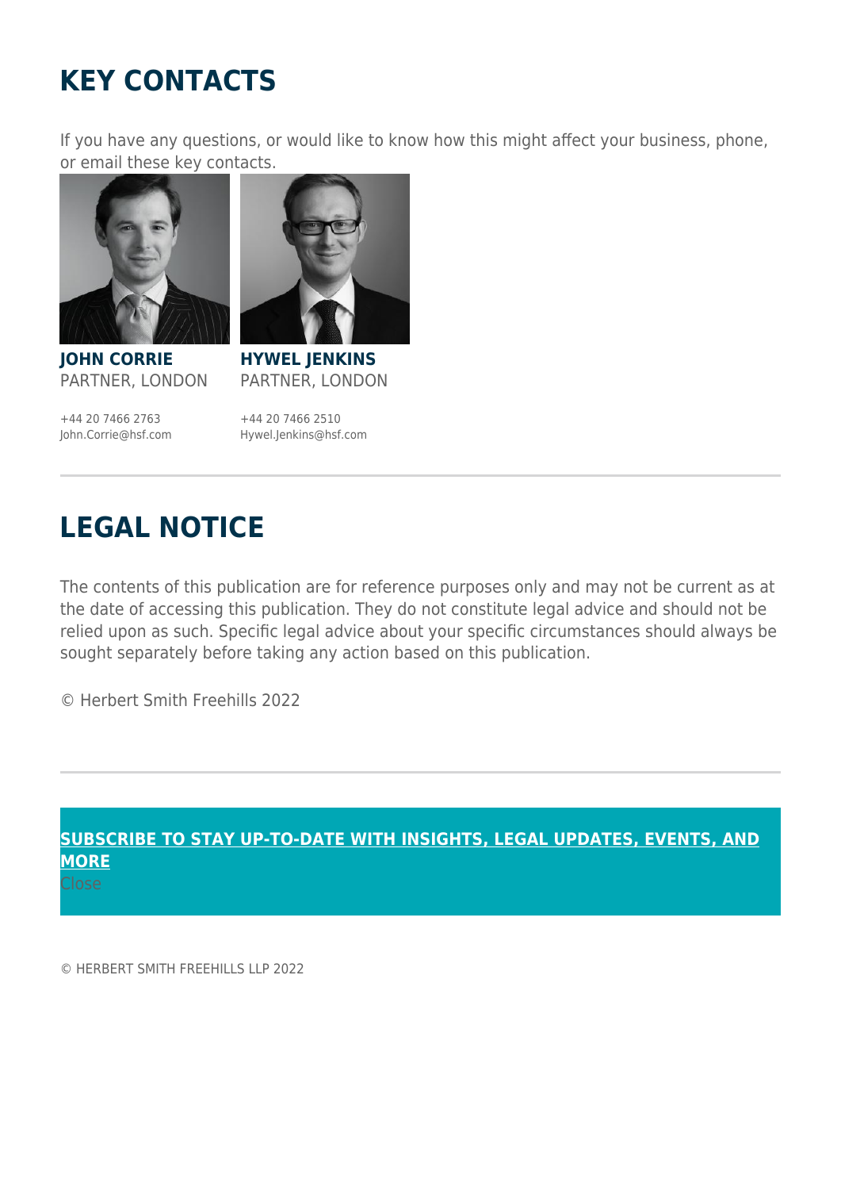## KEY CONTACTS

If you have any questions, or would like to know how this might affect your business, phone, or email these key contacts.

**JOHN CORRIE**
PARTNER, LONDON

+44 20 7466 2763
John.Corrie@hsf.com

**HYWEL JENKINS**
PARTNER, LONDON

+44 20 7466 2510
Hywel.Jenkins@hsf.com

## LEGAL NOTICE

The contents of this publication are for reference purposes only and may not be current as at the date of accessing this publication. They do not constitute legal advice and should not be relied upon as such. Specific legal advice about your specific circumstances should always be sought separately before taking any action based on this publication.

© Herbert Smith Freehills 2022

**SUBSCRIBE TO STAY UP-TO-DATE WITH INSIGHTS, LEGAL UPDATES, EVENTS, AND MORE**

Close

© HERBERT SMITH FREEHILLS LLP 2022